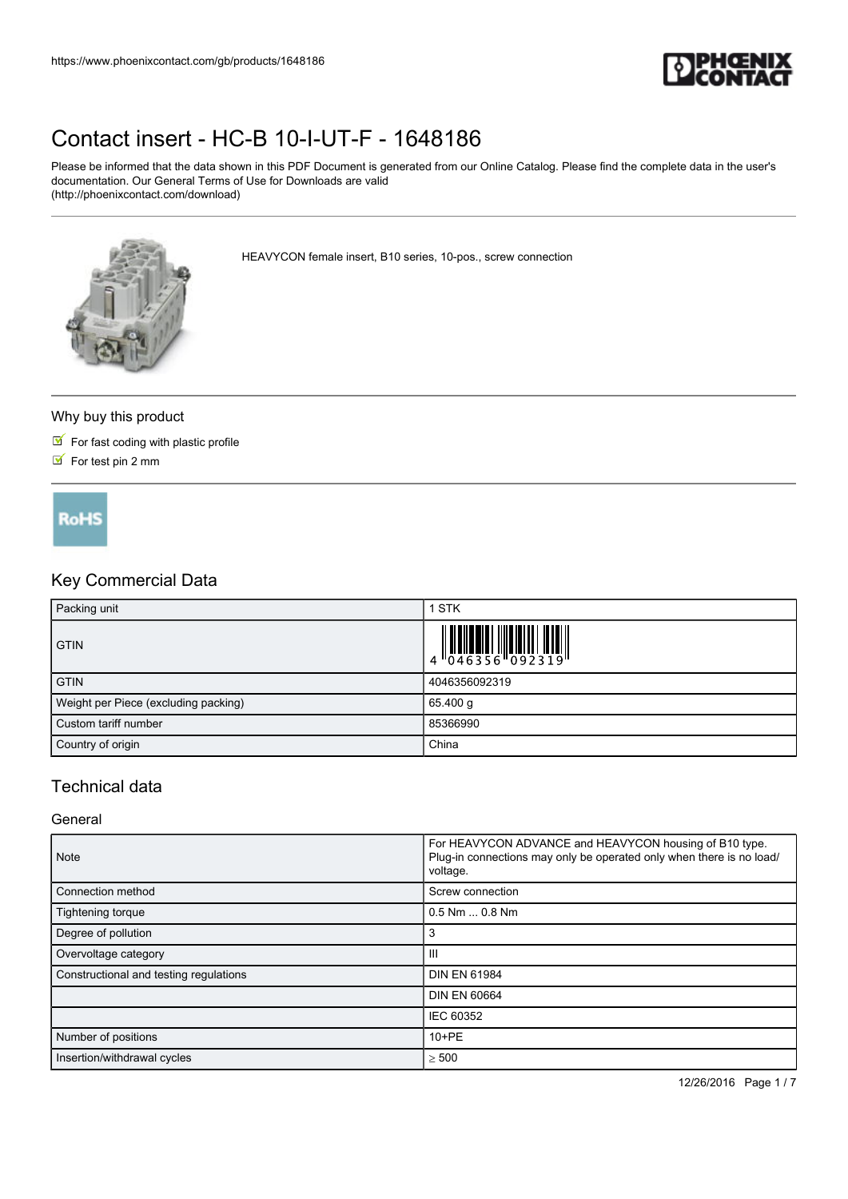https://www.phoenixcontact.com/gb/products/1648186

# Contact insert - HC-B 10-I-UT-F - 1648186

Please be informed that the data shown in this PDF Document is generated from our Online Catalog. Please find the complete data in the user's documentation. Our General Terms of Use for Downloads are valid (http://phoenixcontact.com/download)

HEAVYCON female insert, B10 series, 10-pos., screw connection

## Why buy this product

- For fast coding with plastic profile
- For test pin 2 mm

RoHS

## Key Commercial Data

| | |
|---|---|
| Packing unit | 1 STK |
| GTIN | 4 046356 092319 |
| GTIN | 4046356092319 |
| Weight per Piece (excluding packing) | 65.400 g |
| Custom tariff number | 85366990 |
| Country of origin | China |

## Technical data

### General

| | |
|---|---|
| Note | For HEAVYCON ADVANCE and HEAVYCON housing of B10 type. Plug-in connections may only be operated only when there is no load/ voltage. |
| Connection method | Screw connection |
| Tightening torque | 0.5 Nm ... 0.8 Nm |
| Degree of pollution | 3 |
| Overvoltage category | III |
| Constructional and testing regulations | DIN EN 61984 |
| | DIN EN 60664 |
| | IEC 60352 |
| Number of positions | 10+PE |
| Insertion/withdrawal cycles | ≥ 500 |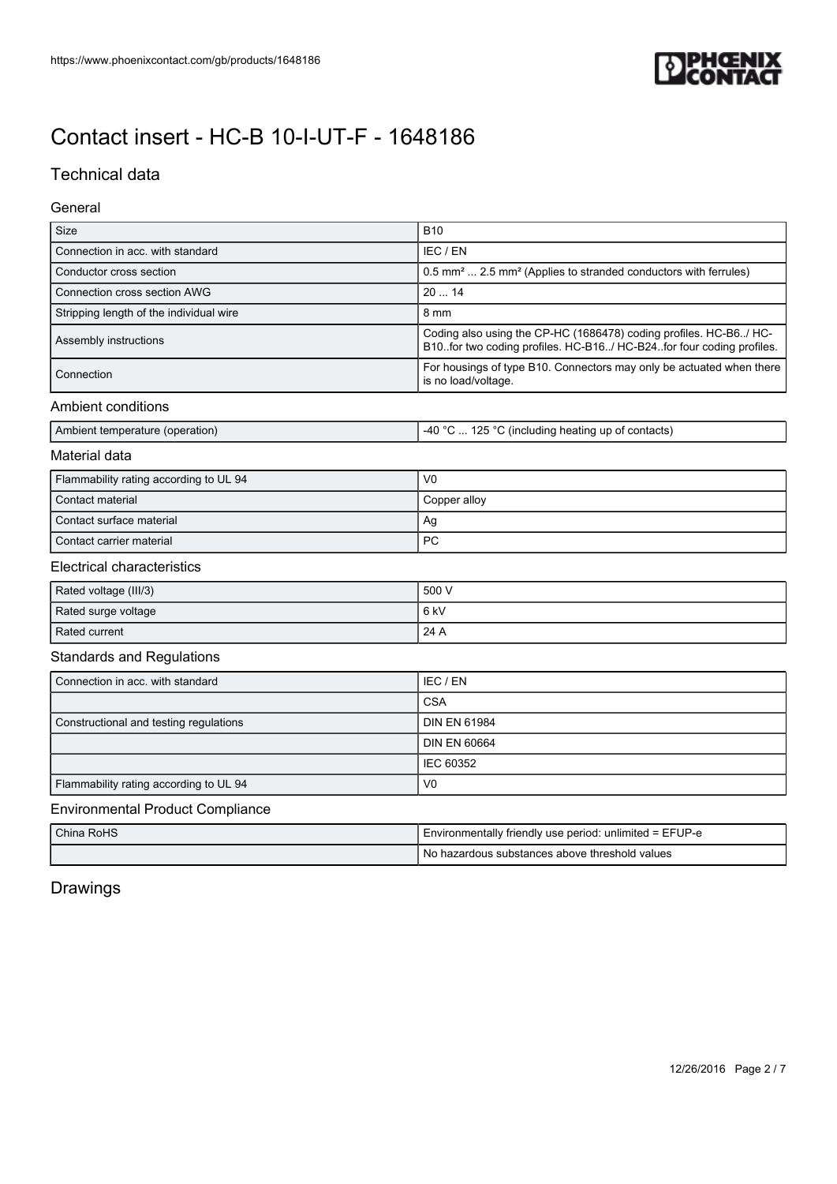# Contact insert - HC-B 10-I-UT-F - 1648186

## Technical data

### General

| | |
|---|---|
| Size | B10 |
| Connection in acc. with standard | IEC / EN |
| Conductor cross section | 0.5 mm² ... 2.5 mm² (Applies to stranded conductors with ferrules) |
| Connection cross section AWG | 20 ... 14 |
| Stripping length of the individual wire | 8 mm |
| Assembly instructions | Coding also using the CP-HC (1686478) coding profiles. HC-B6../ HC-B10..for two coding profiles. HC-B16../ HC-B24..for four coding profiles. |
| Connection | For housings of type B10. Connectors may only be actuated when there is no load/voltage. |

### Ambient conditions

| | |
|---|---|
| Ambient temperature (operation) | -40 °C ... 125 °C (including heating up of contacts) |

### Material data

| | |
|---|---|
| Flammability rating according to UL 94 | V0 |
| Contact material | Copper alloy |
| Contact surface material | Ag |
| Contact carrier material | PC |

### Electrical characteristics

| | |
|---|---|
| Rated voltage (III/3) | 500 V |
| Rated surge voltage | 6 kV |
| Rated current | 24 A |

### Standards and Regulations

| | |
|---|---|
| Connection in acc. with standard | IEC / EN |
| | CSA |
| Constructional and testing regulations | DIN EN 61984 |
| | DIN EN 60664 |
| | IEC 60352 |
| Flammability rating according to UL 94 | V0 |

### Environmental Product Compliance

| | |
|---|---|
| China RoHS | Environmentally friendly use period: unlimited = EFUP-e |
| | No hazardous substances above threshold values |

## Drawings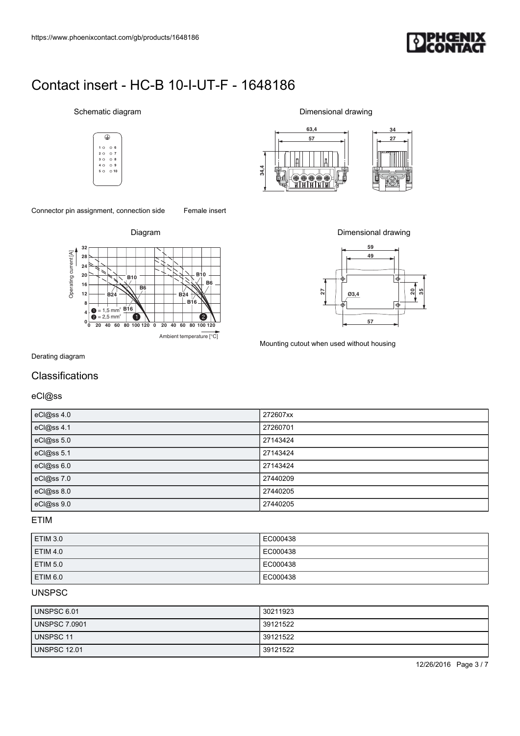# Contact insert - HC-B 10-I-UT-F - 1648186

Schematic diagram

Dimensional drawing

Connector pin assignment, connection side

Female insert

Diagram

Dimensional drawing

Mounting cutout when used without housing

Derating diagram

## Classifications

### eCl@ss

| eCl@ss 4.0 | 272607xx |
|---|---|
| eCl@ss 4.1 | 27260701 |
| eCl@ss 5.0 | 27143424 |
| eCl@ss 5.1 | 27143424 |
| eCl@ss 6.0 | 27143424 |
| eCl@ss 7.0 | 27440209 |
| eCl@ss 8.0 | 27440205 |
| eCl@ss 9.0 | 27440205 |

### ETIM

| ETIM 3.0 | EC000438 |
|---|---|
| ETIM 4.0 | EC000438 |
| ETIM 5.0 | EC000438 |
| ETIM 6.0 | EC000438 |

### UNSPSC

| UNSPSC 6.01 | 30211923 |
|---|---|
| UNSPSC 7.0901 | 39121522 |
| UNSPSC 11 | 39121522 |
| UNSPSC 12.01 | 39121522 |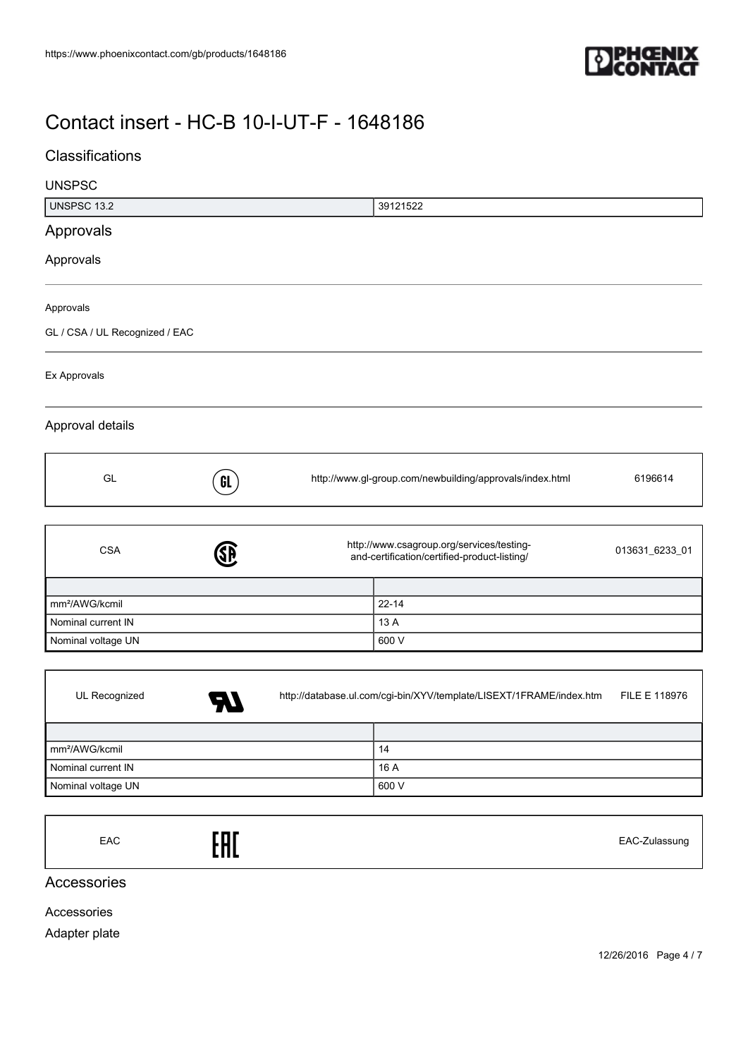# Contact insert - HC-B 10-I-UT-F - 1648186

## Classifications

### UNSPSC

| UNSPSC 13.2 | 39121522 |
|---|---|

## Approvals

### Approvals

Approvals

GL / CSA / UL Recognized / EAC

Ex Approvals

### Approval details

| GL | | http://www.gl-group.com/newbuilding/approvals/index.html | 6196614 |
|---|---|---|---|

| CSA | | http://www.csagroup.org/services/testing-and-certification/certified-product-listing/ | 013631_6233_01 |
|---|---|---|---|

| | |
|---|---|
| mm²/AWG/kcmil | 22-14 |
| Nominal current IN | 13 A |
| Nominal voltage UN | 600 V |

| UL Recognized | | http://database.ul.com/cgi-bin/XYV/template/LISEXT/1FRAME/index.htm | FILE E 118976 |
|---|---|---|---|

| | |
|---|---|
| mm²/AWG/kcmil | 14 |
| Nominal current IN | 16 A |
| Nominal voltage UN | 600 V |

| EAC | | EAC-Zulassung |
|---|---|---|

## Accessories

Accessories

Adapter plate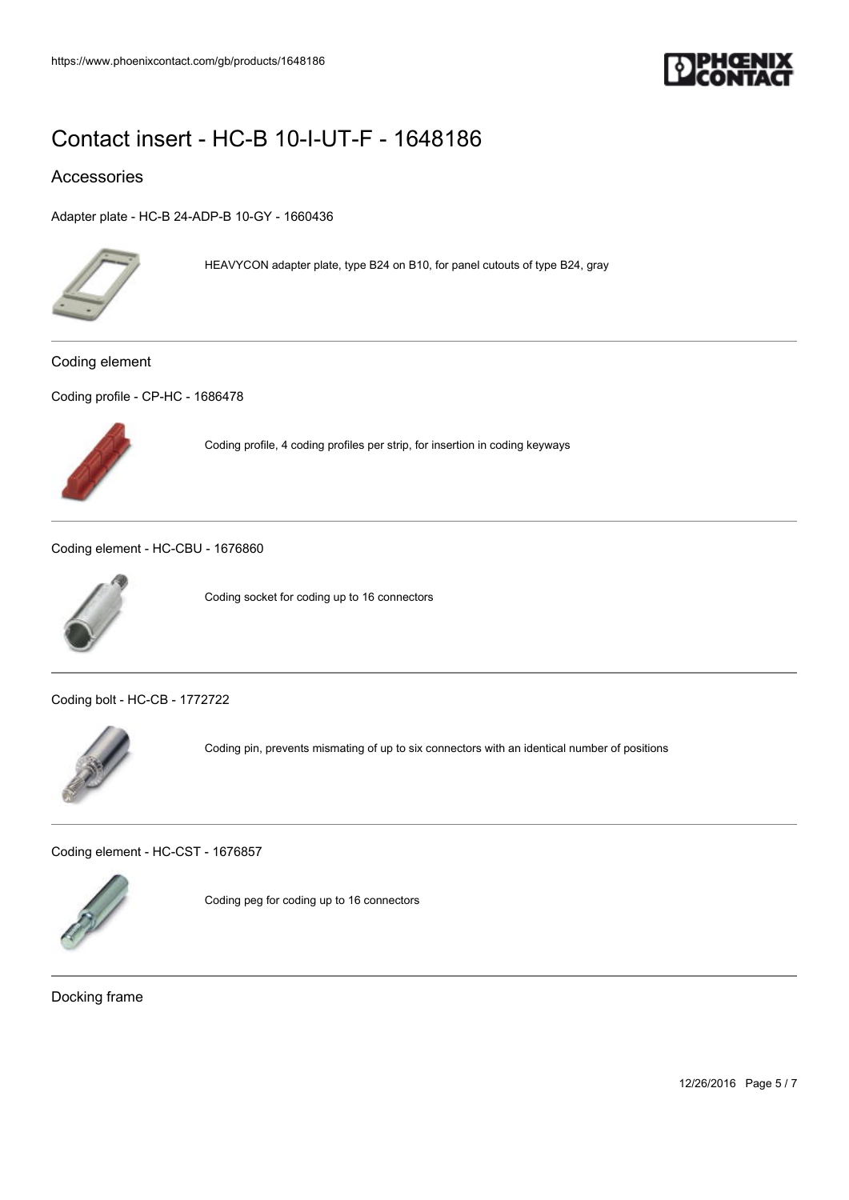# Contact insert - HC-B 10-I-UT-F - 1648186

## Accessories

Adapter plate - HC-B 24-ADP-B 10-GY - 1660436

HEAVYCON adapter plate, type B24 on B10, for panel cutouts of type B24, gray

### Coding element

Coding profile - CP-HC - 1686478

Coding profile, 4 coding profiles per strip, for insertion in coding keyways

Coding element - HC-CBU - 1676860

Coding socket for coding up to 16 connectors

Coding bolt - HC-CB - 1772722

Coding pin, prevents mismating of up to six connectors with an identical number of positions

Coding element - HC-CST - 1676857

Coding peg for coding up to 16 connectors

### Docking frame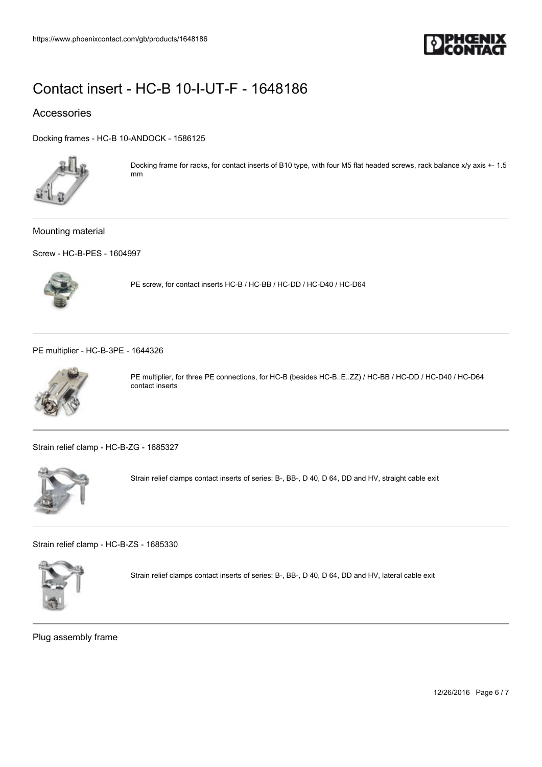# Contact insert - HC-B 10-I-UT-F - 1648186

## Accessories

Docking frames - HC-B 10-ANDOCK - 1586125

Docking frame for racks, for contact inserts of B10 type, with four M5 flat headed screws, rack balance x/y axis +- 1.5 mm

---

### Mounting material

Screw - HC-B-PES - 1604997

PE screw, for contact inserts HC-B / HC-BB / HC-DD / HC-D40 / HC-D64

---

PE multiplier - HC-B-3PE - 1644326

PE multiplier, for three PE connections, for HC-B (besides HC-B..E..ZZ) / HC-BB / HC-DD / HC-D40 / HC-D64 contact inserts

---

Strain relief clamp - HC-B-ZG - 1685327

Strain relief clamps contact inserts of series: B-, BB-, D 40, D 64, DD and HV, straight cable exit

---

Strain relief clamp - HC-B-ZS - 1685330

Strain relief clamps contact inserts of series: B-, BB-, D 40, D 64, DD and HV, lateral cable exit

---

### Plug assembly frame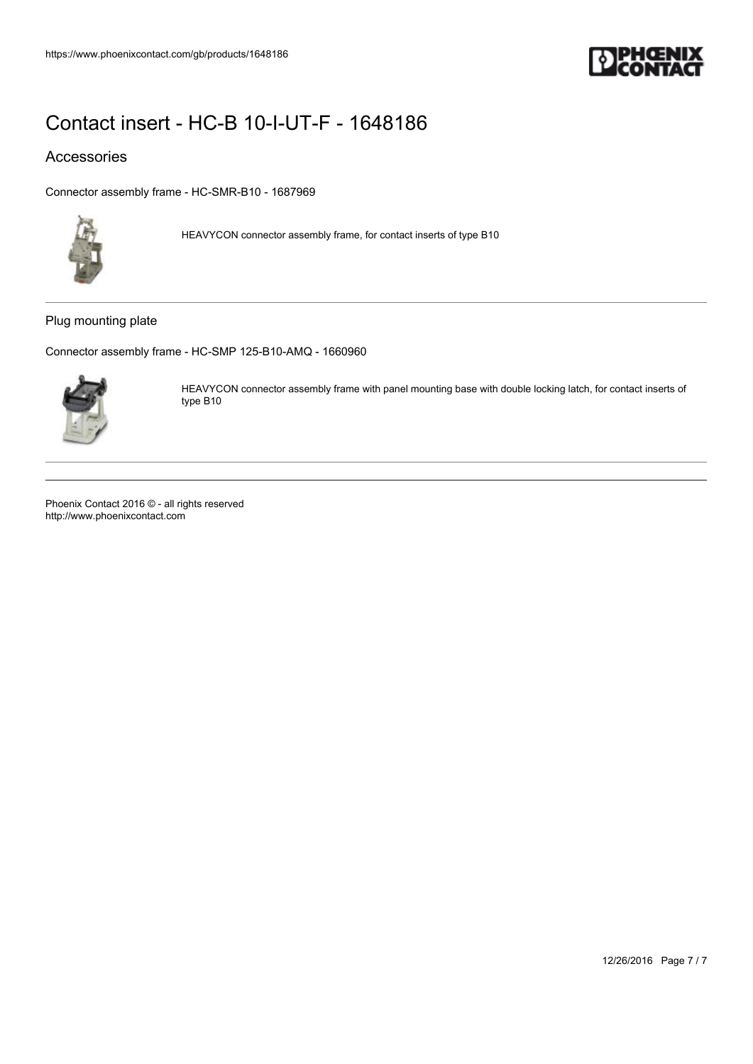# Contact insert - HC-B 10-I-UT-F - 1648186

## Accessories

Connector assembly frame - HC-SMR-B10 - 1687969

HEAVYCON connector assembly frame, for contact inserts of type B10

### Plug mounting plate

Connector assembly frame - HC-SMP 125-B10-AMQ - 1660960

HEAVYCON connector assembly frame with panel mounting base with double locking latch, for contact inserts of type B10

Phoenix Contact 2016 © - all rights reserved
http://www.phoenixcontact.com